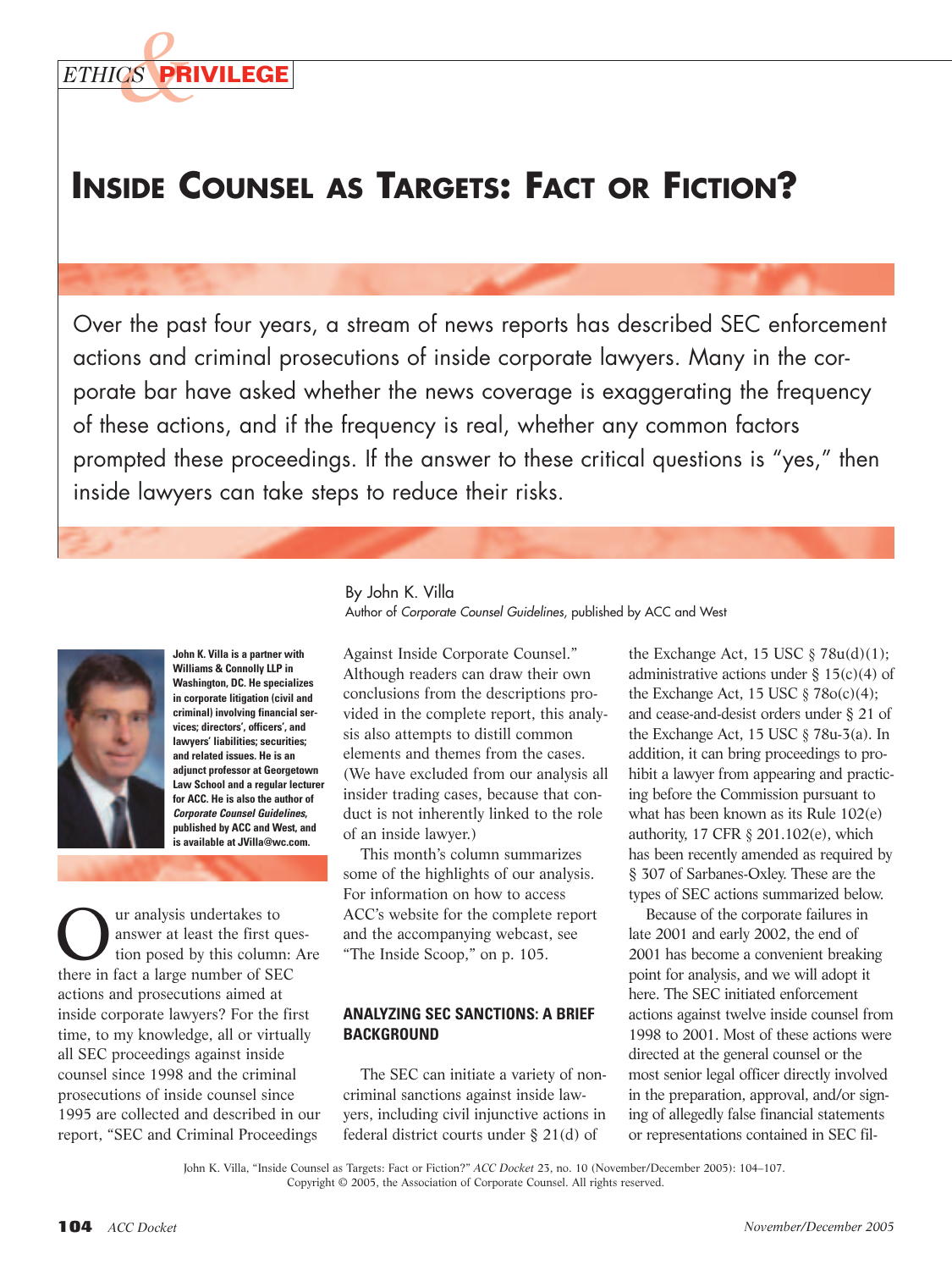ETHICS & PRIVILEGE

# Inside Counsel as Targets: Fact or Fiction?

Over the past four years, a stream of news reports has described SEC enforcement actions and criminal prosecutions of inside corporate lawyers. Many in the corporate bar have asked whether the news coverage is exaggerating the frequency of these actions, and if the frequency is real, whether any common factors prompted these proceedings. If the answer to these critical questions is "yes," then inside lawyers can take steps to reduce their risks.

By John K. Villa
Author of *Corporate Counsel Guidelines*, published by ACC and West

**John K. Villa is a partner with Williams & Connolly LLP in Washington, DC. He specializes in corporate litigation (civil and criminal) involving financial services; directors', officers', and lawyers' liabilities; securities; and related issues. He is an adjunct professor at Georgetown Law School and a regular lecturer for ACC. He is also the author of *Corporate Counsel Guidelines*, published by ACC and West, and is available at JVilla@wc.com.**

Our analysis undertakes to answer at least the first question posed by this column: Are there in fact a large number of SEC actions and prosecutions aimed at inside corporate lawyers? For the first time, to my knowledge, all or virtually all SEC proceedings against inside counsel since 1998 and the criminal prosecutions of inside counsel since 1995 are collected and described in our report, "SEC and Criminal Proceedings Against Inside Corporate Counsel." Although readers can draw their own conclusions from the descriptions provided in the complete report, this analysis also attempts to distill common elements and themes from the cases. (We have excluded from our analysis all insider trading cases, because that conduct is not inherently linked to the role of an inside lawyer.)

This month's column summarizes some of the highlights of our analysis. For information on how to access ACC's website for the complete report and the accompanying webcast, see "The Inside Scoop," on p. 105.

## Analyzing SEC Sanctions: A Brief Background

The SEC can initiate a variety of noncriminal sanctions against inside lawyers, including civil injunctive actions in federal district courts under § 21(d) of the Exchange Act, 15 USC § 78u(d)(1); administrative actions under § 15(c)(4) of the Exchange Act, 15 USC § 78o(c)(4); and cease-and-desist orders under § 21 of the Exchange Act, 15 USC § 78u-3(a). In addition, it can bring proceedings to prohibit a lawyer from appearing and practicing before the Commission pursuant to what has been known as its Rule 102(e) authority, 17 CFR § 201.102(e), which has been recently amended as required by § 307 of Sarbanes-Oxley. These are the types of SEC actions summarized below.

Because of the corporate failures in late 2001 and early 2002, the end of 2001 has become a convenient breaking point for analysis, and we will adopt it here. The SEC initiated enforcement actions against twelve inside counsel from 1998 to 2001. Most of these actions were directed at the general counsel or the most senior legal officer directly involved in the preparation, approval, and/or signing of allegedly false financial statements or representations contained in SEC fil-

John K. Villa, "Inside Counsel as Targets: Fact or Fiction?" *ACC Docket* 23, no. 10 (November/December 2005): 104–107.
Copyright © 2005, the Association of Corporate Counsel. All rights reserved.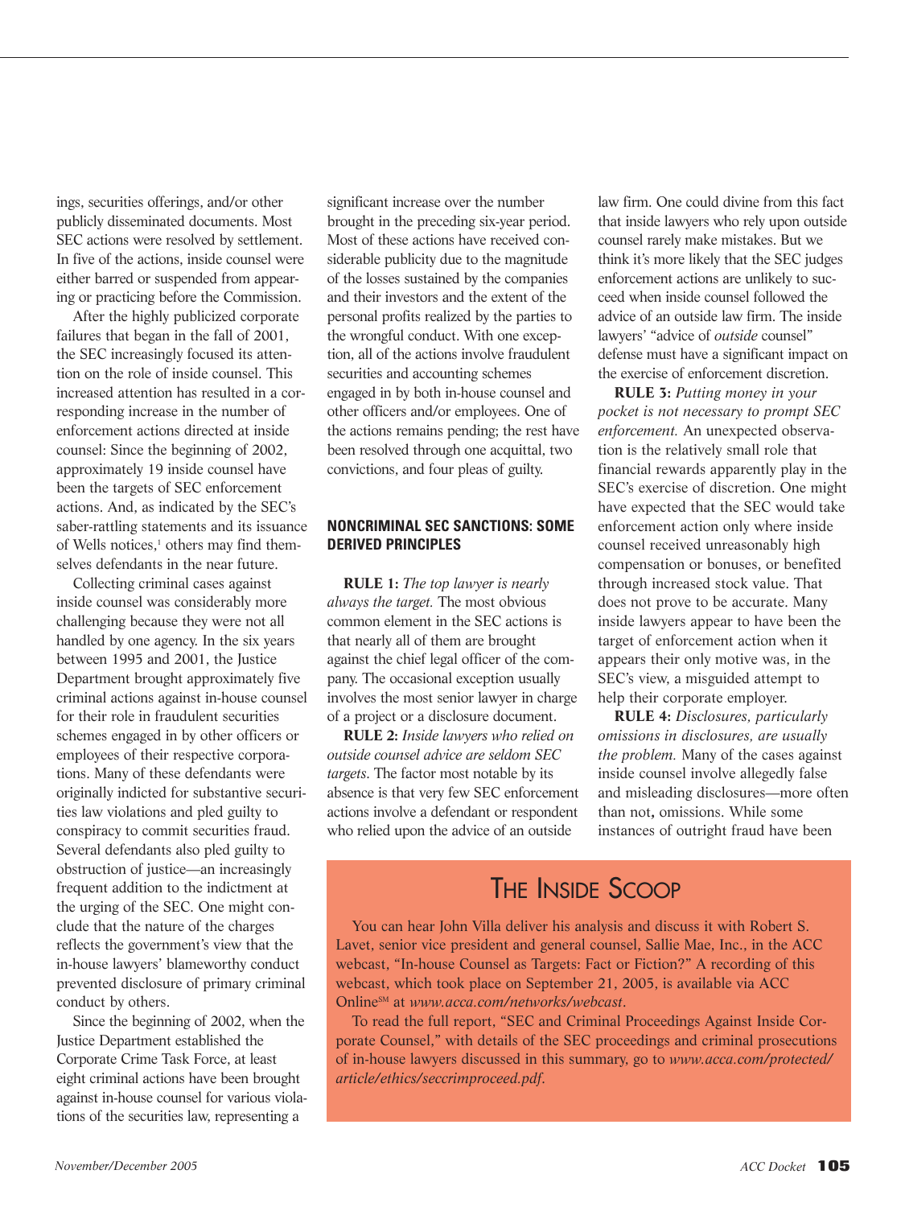ings, securities offerings, and/or other publicly disseminated documents. Most SEC actions were resolved by settlement. In five of the actions, inside counsel were either barred or suspended from appearing or practicing before the Commission.

After the highly publicized corporate failures that began in the fall of 2001, the SEC increasingly focused its attention on the role of inside counsel. This increased attention has resulted in a corresponding increase in the number of enforcement actions directed at inside counsel: Since the beginning of 2002, approximately 19 inside counsel have been the targets of SEC enforcement actions. And, as indicated by the SEC's saber-rattling statements and its issuance of Wells notices,[1] others may find themselves defendants in the near future.

Collecting criminal cases against inside counsel was considerably more challenging because they were not all handled by one agency. In the six years between 1995 and 2001, the Justice Department brought approximately five criminal actions against in-house counsel for their role in fraudulent securities schemes engaged in by other officers or employees of their respective corporations. Many of these defendants were originally indicted for substantive securities law violations and pled guilty to conspiracy to commit securities fraud. Several defendants also pled guilty to obstruction of justice—an increasingly frequent addition to the indictment at the urging of the SEC. One might conclude that the nature of the charges reflects the government's view that the in-house lawyers' blameworthy conduct prevented disclosure of primary criminal conduct by others.

Since the beginning of 2002, when the Justice Department established the Corporate Crime Task Force, at least eight criminal actions have been brought against in-house counsel for various violations of the securities law, representing a significant increase over the number brought in the preceding six-year period. Most of these actions have received considerable publicity due to the magnitude of the losses sustained by the companies and their investors and the extent of the personal profits realized by the parties to the wrongful conduct. With one exception, all of the actions involve fraudulent securities and accounting schemes engaged in by both in-house counsel and other officers and/or employees. One of the actions remains pending; the rest have been resolved through one acquittal, two convictions, and four pleas of guilty.

## NONCRIMINAL SEC SANCTIONS: SOME DERIVED PRINCIPLES

**RULE 1:** *The top lawyer is nearly always the target.* The most obvious common element in the SEC actions is that nearly all of them are brought against the chief legal officer of the company. The occasional exception usually involves the most senior lawyer in charge of a project or a disclosure document.

**RULE 2:** *Inside lawyers who relied on outside counsel advice are seldom SEC targets.* The factor most notable by its absence is that very few SEC enforcement actions involve a defendant or respondent who relied upon the advice of an outside law firm. One could divine from this fact that inside lawyers who rely upon outside counsel rarely make mistakes. But we think it's more likely that the SEC judges enforcement actions are unlikely to succeed when inside counsel followed the advice of an outside law firm. The inside lawyers' "advice of *outside* counsel" defense must have a significant impact on the exercise of enforcement discretion.

**RULE 3:** *Putting money in your pocket is not necessary to prompt SEC enforcement.* An unexpected observation is the relatively small role that financial rewards apparently play in the SEC's exercise of discretion. One might have expected that the SEC would take enforcement action only where inside counsel received unreasonably high compensation or bonuses, or benefited through increased stock value. That does not prove to be accurate. Many inside lawyers appear to have been the target of enforcement action when it appears their only motive was, in the SEC's view, a misguided attempt to help their corporate employer.

**RULE 4:** *Disclosures, particularly omissions in disclosures, are usually the problem.* Many of the cases against inside counsel involve allegedly false and misleading disclosures—more often than not, omissions. While some instances of outright fraud have been

## THE INSIDE SCOOP

You can hear John Villa deliver his analysis and discuss it with Robert S. Lavet, senior vice president and general counsel, Sallie Mae, Inc., in the ACC webcast, "In-house Counsel as Targets: Fact or Fiction?" A recording of this webcast, which took place on September 21, 2005, is available via ACC Online[SM] at *www.acca.com/networks/webcast*.

To read the full report, "SEC and Criminal Proceedings Against Inside Corporate Counsel," with details of the SEC proceedings and criminal prosecutions of in-house lawyers discussed in this summary, go to *www.acca.com/protected/article/ethics/seccrimproceed.pdf*.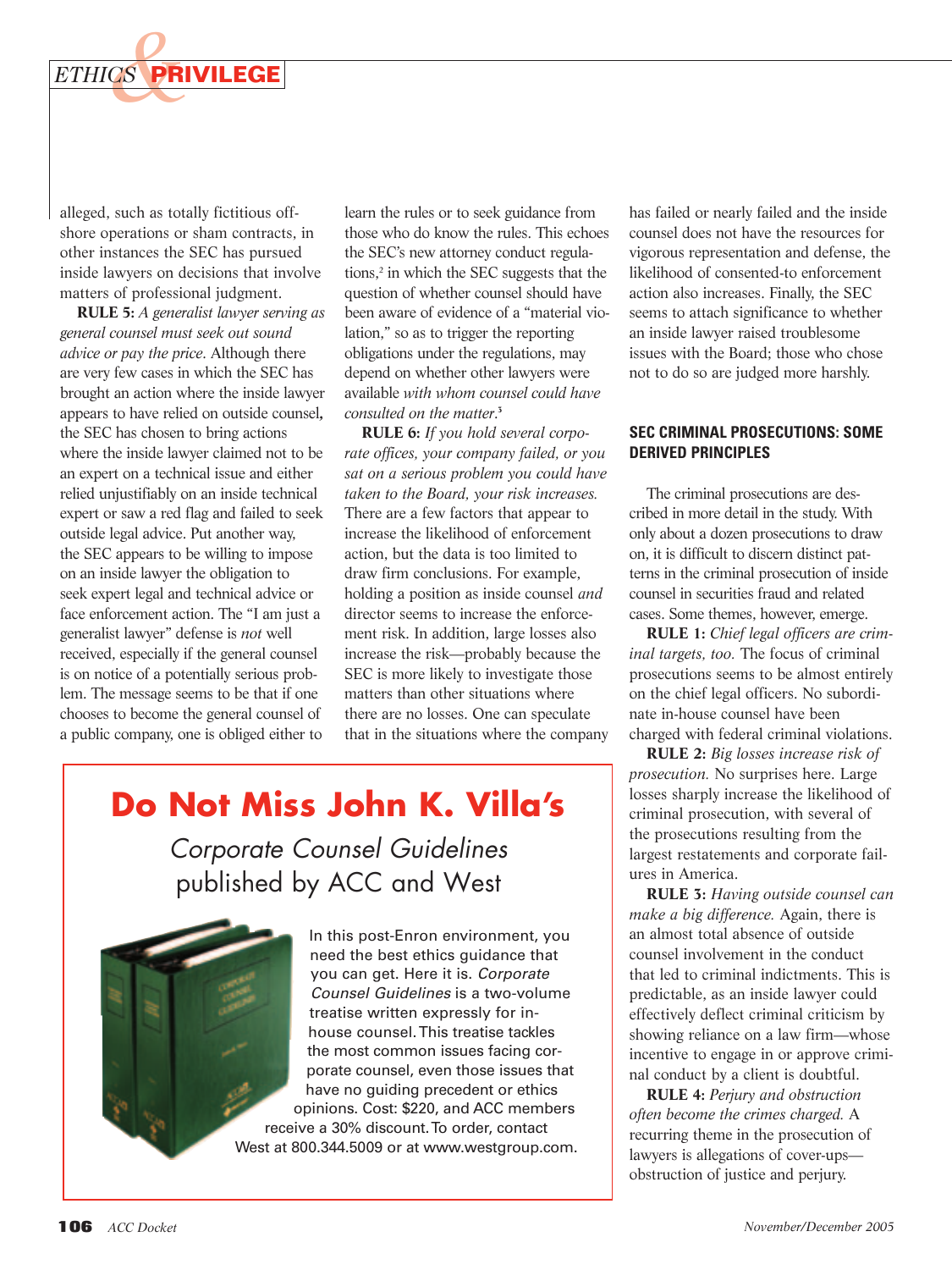alleged, such as totally fictitious offshore operations or sham contracts, in other instances the SEC has pursued inside lawyers on decisions that involve matters of professional judgment.

**RULE 5:** *A generalist lawyer serving as general counsel must seek out sound advice or pay the price.* Although there are very few cases in which the SEC has brought an action where the inside lawyer appears to have relied on outside counsel, the SEC has chosen to bring actions where the inside lawyer claimed not to be an expert on a technical issue and either relied unjustifiably on an inside technical expert or saw a red flag and failed to seek outside legal advice. Put another way, the SEC appears to be willing to impose on an inside lawyer the obligation to seek expert legal and technical advice or face enforcement action. The "I am just a generalist lawyer" defense is *not* well received, especially if the general counsel is on notice of a potentially serious problem. The message seems to be that if one chooses to become the general counsel of a public company, one is obliged either to learn the rules or to seek guidance from those who do know the rules. This echoes the SEC's new attorney conduct regulations,[2] in which the SEC suggests that the question of whether counsel should have been aware of evidence of a "material violation," so as to trigger the reporting obligations under the regulations, may depend on whether other lawyers were available *with whom counsel could have consulted on the matter*.[3]

**RULE 6:** *If you hold several corporate offices, your company failed, or you sat on a serious problem you could have taken to the Board, your risk increases.* There are a few factors that appear to increase the likelihood of enforcement action, but the data is too limited to draw firm conclusions. For example, holding a position as inside counsel *and* director seems to increase the enforcement risk. In addition, large losses also increase the risk—probably because the SEC is more likely to investigate those matters than other situations where there are no losses. One can speculate that in the situations where the company has failed or nearly failed and the inside counsel does not have the resources for vigorous representation and defense, the likelihood of consented-to enforcement action also increases. Finally, the SEC seems to attach significance to whether an inside lawyer raised troublesome issues with the Board; those who chose not to do so are judged more harshly.

## SEC CRIMINAL PROSECUTIONS: SOME DERIVED PRINCIPLES

The criminal prosecutions are described in more detail in the study. With only about a dozen prosecutions to draw on, it is difficult to discern distinct patterns in the criminal prosecution of inside counsel in securities fraud and related cases. Some themes, however, emerge.

**RULE 1:** *Chief legal officers are criminal targets, too.* The focus of criminal prosecutions seems to be almost entirely on the chief legal officers. No subordinate in-house counsel have been charged with federal criminal violations.

**RULE 2:** *Big losses increase risk of prosecution.* No surprises here. Large losses sharply increase the likelihood of criminal prosecution, with several of the prosecutions resulting from the largest restatements and corporate failures in America.

**RULE 3:** *Having outside counsel can make a big difference.* Again, there is an almost total absence of outside counsel involvement in the conduct that led to criminal indictments. This is predictable, as an inside lawyer could effectively deflect criminal criticism by showing reliance on a law firm—whose incentive to engage in or approve criminal conduct by a client is doubtful.

**RULE 4:** *Perjury and obstruction often become the crimes charged.* A recurring theme in the prosecution of lawyers is allegations of cover-ups—obstruction of justice and perjury.

---

## Do Not Miss John K. Villa's

*Corporate Counsel Guidelines* published by ACC and West

In this post-Enron environment, you need the best ethics guidance that you can get. Here it is. *Corporate Counsel Guidelines* is a two-volume treatise written expressly for in-house counsel. This treatise tackles the most common issues facing corporate counsel, even those issues that have no guiding precedent or ethics opinions. Cost: $220, and ACC members receive a 30% discount. To order, contact West at 800.344.5009 or at www.westgroup.com.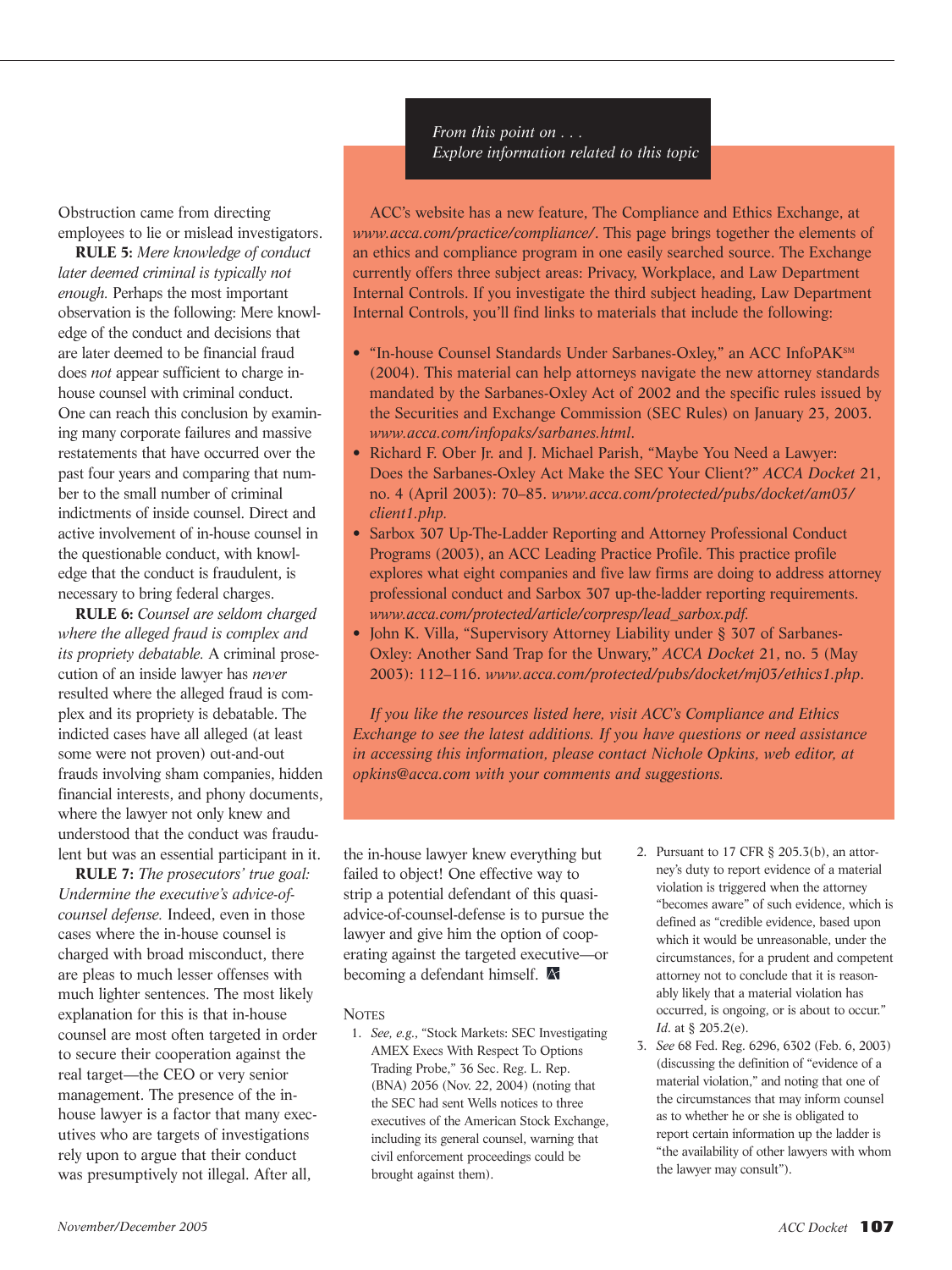Obstruction came from directing employees to lie or mislead investigators.

**RULE 5:** *Mere knowledge of conduct later deemed criminal is typically not enough.* Perhaps the most important observation is the following: Mere knowledge of the conduct and decisions that are later deemed to be financial fraud does *not* appear sufficient to charge in-house counsel with criminal conduct. One can reach this conclusion by examining many corporate failures and massive restatements that have occurred over the past four years and comparing that number to the small number of criminal indictments of inside counsel. Direct and active involvement of in-house counsel in the questionable conduct, with knowledge that the conduct is fraudulent, is necessary to bring federal charges.

**RULE 6:** *Counsel are seldom charged where the alleged fraud is complex and its propriety debatable.* A criminal prosecution of an inside lawyer has *never* resulted where the alleged fraud is complex and its propriety is debatable. The indicted cases have all alleged (at least some were not proven) out-and-out frauds involving sham companies, hidden financial interests, and phony documents, where the lawyer not only knew and understood that the conduct was fraudulent but was an essential participant in it.

**RULE 7:** *The prosecutors' true goal: Undermine the executive's advice-of-counsel defense.* Indeed, even in those cases where the in-house counsel is charged with broad misconduct, there are pleas to much lesser offenses with much lighter sentences. The most likely explanation for this is that in-house counsel are most often targeted in order to secure their cooperation against the real target—the CEO or very senior management. The presence of the in-house lawyer is a factor that many executives who are targets of investigations rely upon to argue that their conduct was presumptively not illegal. After all, the in-house lawyer knew everything but failed to object! One effective way to strip a potential defendant of this quasi-advice-of-counsel-defense is to pursue the lawyer and give him the option of cooperating against the targeted executive—or becoming a defendant himself.

> *From this point on . . .*
> *Explore information related to this topic*
>
> ACC's website has a new feature, The Compliance and Ethics Exchange, at *www.acca.com/practice/compliance/*. This page brings together the elements of an ethics and compliance program in one easily searched source. The Exchange currently offers three subject areas: Privacy, Workplace, and Law Department Internal Controls. If you investigate the third subject heading, Law Department Internal Controls, you'll find links to materials that include the following:
>
> - "In-house Counsel Standards Under Sarbanes-Oxley," an ACC InfoPAK℠ (2004). This material can help attorneys navigate the new attorney standards mandated by the Sarbanes-Oxley Act of 2002 and the specific rules issued by the Securities and Exchange Commission (SEC Rules) on January 23, 2003. *www.acca.com/infopaks/sarbanes.html*.
> - Richard F. Ober Jr. and J. Michael Parish, "Maybe You Need a Lawyer: Does the Sarbanes-Oxley Act Make the SEC Your Client?" *ACCA Docket* 21, no. 4 (April 2003): 70–85. *www.acca.com/protected/pubs/docket/am03/client1.php.*
> - Sarbox 307 Up-The-Ladder Reporting and Attorney Professional Conduct Programs (2003), an ACC Leading Practice Profile. This practice profile explores what eight companies and five law firms are doing to address attorney professional conduct and Sarbox 307 up-the-ladder reporting requirements. *www.acca.com/protected/article/corpresp/lead_sarbox.pdf.*
> - John K. Villa, "Supervisory Attorney Liability under § 307 of Sarbanes-Oxley: Another Sand Trap for the Unwary," *ACCA Docket* 21, no. 5 (May 2003): 112–116. *www.acca.com/protected/pubs/docket/mj03/ethics1.php*.
>
> *If you like the resources listed here, visit ACC's Compliance and Ethics Exchange to see the latest additions. If you have questions or need assistance in accessing this information, please contact Nichole Opkins, web editor, at opkins@acca.com with your comments and suggestions.*

## Notes

1. *See, e.g.*, "Stock Markets: SEC Investigating AMEX Execs With Respect To Options Trading Probe," 36 Sec. Reg. L. Rep. (BNA) 2056 (Nov. 22, 2004) (noting that the SEC had sent Wells notices to three executives of the American Stock Exchange, including its general counsel, warning that civil enforcement proceedings could be brought against them).
2. Pursuant to 17 CFR § 205.3(b), an attorney's duty to report evidence of a material violation is triggered when the attorney "becomes aware" of such evidence, which is defined as "credible evidence, based upon which it would be unreasonable, under the circumstances, for a prudent and competent attorney not to conclude that it is reasonably likely that a material violation has occurred, is ongoing, or is about to occur." *Id.* at § 205.2(e).
3. *See* 68 Fed. Reg. 6296, 6302 (Feb. 6, 2003) (discussing the definition of "evidence of a material violation," and noting that one of the circumstances that may inform counsel as to whether he or she is obligated to report certain information up the ladder is "the availability of other lawyers with whom the lawyer may consult").